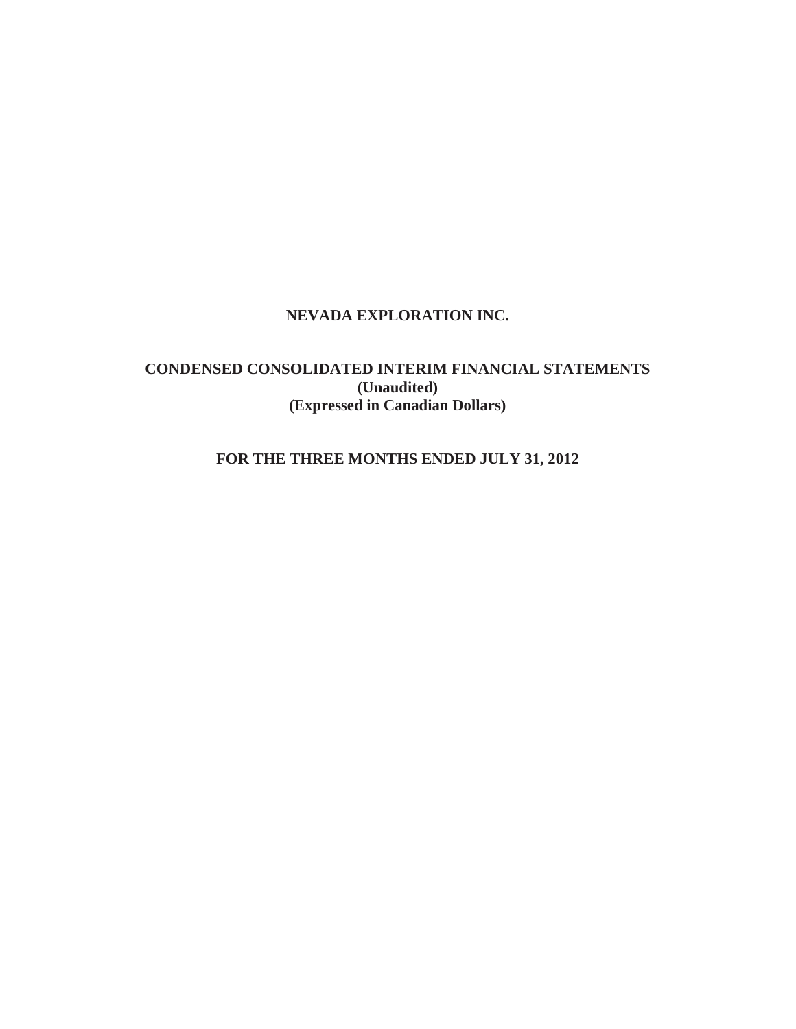# NEVADA EXPLORATION INC.

## CONDENSED CONSOLIDATED INTERIM FINANCIAL STATEMENTS

**(Unaudited)**

**(Expressed in Canadian Dollars)**

## FOR THE THREE MONTHS ENDED JULY 31, 2012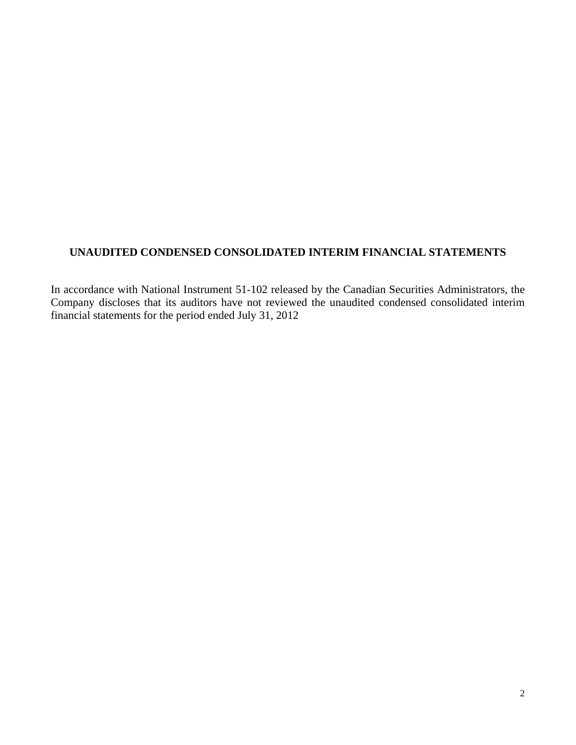**UNAUDITED CONDENSED CONSOLIDATED INTERIM FINANCIAL STATEMENTS**

In accordance with National Instrument 51-102 released by the Canadian Securities Administrators, the Company discloses that its auditors have not reviewed the unaudited condensed consolidated interim financial statements for the period ended July 31, 2012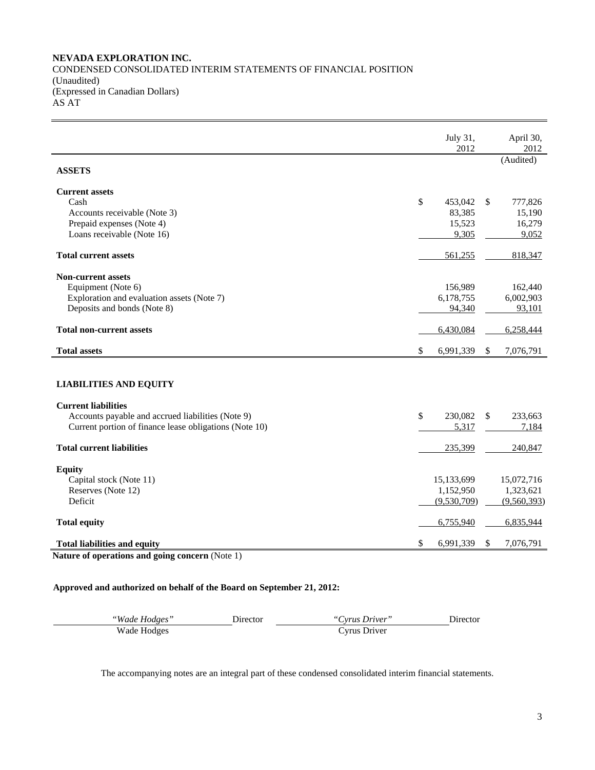**NEVADA EXPLORATION INC.**
CONDENSED CONSOLIDATED INTERIM STATEMENTS OF FINANCIAL POSITION
(Unaudited)
(Expressed in Canadian Dollars)
AS AT

| | July 31, 2012 | April 30, 2012 (Audited) |
|---|---|---|
| **ASSETS** | | |
| **Current assets** | | |
| Cash | $ 453,042 | $ 777,826 |
| Accounts receivable (Note 3) | 83,385 | 15,190 |
| Prepaid expenses (Note 4) | 15,523 | 16,279 |
| Loans receivable (Note 16) | 9,305 | 9,052 |
| **Total current assets** | 561,255 | 818,347 |
| **Non-current assets** | | |
| Equipment (Note 6) | 156,989 | 162,440 |
| Exploration and evaluation assets (Note 7) | 6,178,755 | 6,002,903 |
| Deposits and bonds (Note 8) | 94,340 | 93,101 |
| **Total non-current assets** | 6,430,084 | 6,258,444 |
| **Total assets** | $ 6,991,339 | $ 7,076,791 |
| **LIABILITIES AND EQUITY** | | |
| **Current liabilities** | | |
| Accounts payable and accrued liabilities (Note 9) | $ 230,082 | $ 233,663 |
| Current portion of finance lease obligations (Note 10) | 5,317 | 7,184 |
| **Total current liabilities** | 235,399 | 240,847 |
| **Equity** | | |
| Capital stock (Note 11) | 15,133,699 | 15,072,716 |
| Reserves (Note 12) | 1,152,950 | 1,323,621 |
| Deficit | (9,530,709) | (9,560,393) |
| **Total equity** | 6,755,940 | 6,835,944 |
| **Total liabilities and equity** | $ 6,991,339 | $ 7,076,791 |

**Nature of operations and going concern** (Note 1)

**Approved and authorized on behalf of the Board on September 21, 2012:**

| | | | |
|---|---|---|---|
| *"Wade Hodges"* | Director | *"Cyrus Driver"* | Director |
| Wade Hodges | | Cyrus Driver | |

The accompanying notes are an integral part of these condensed consolidated interim financial statements.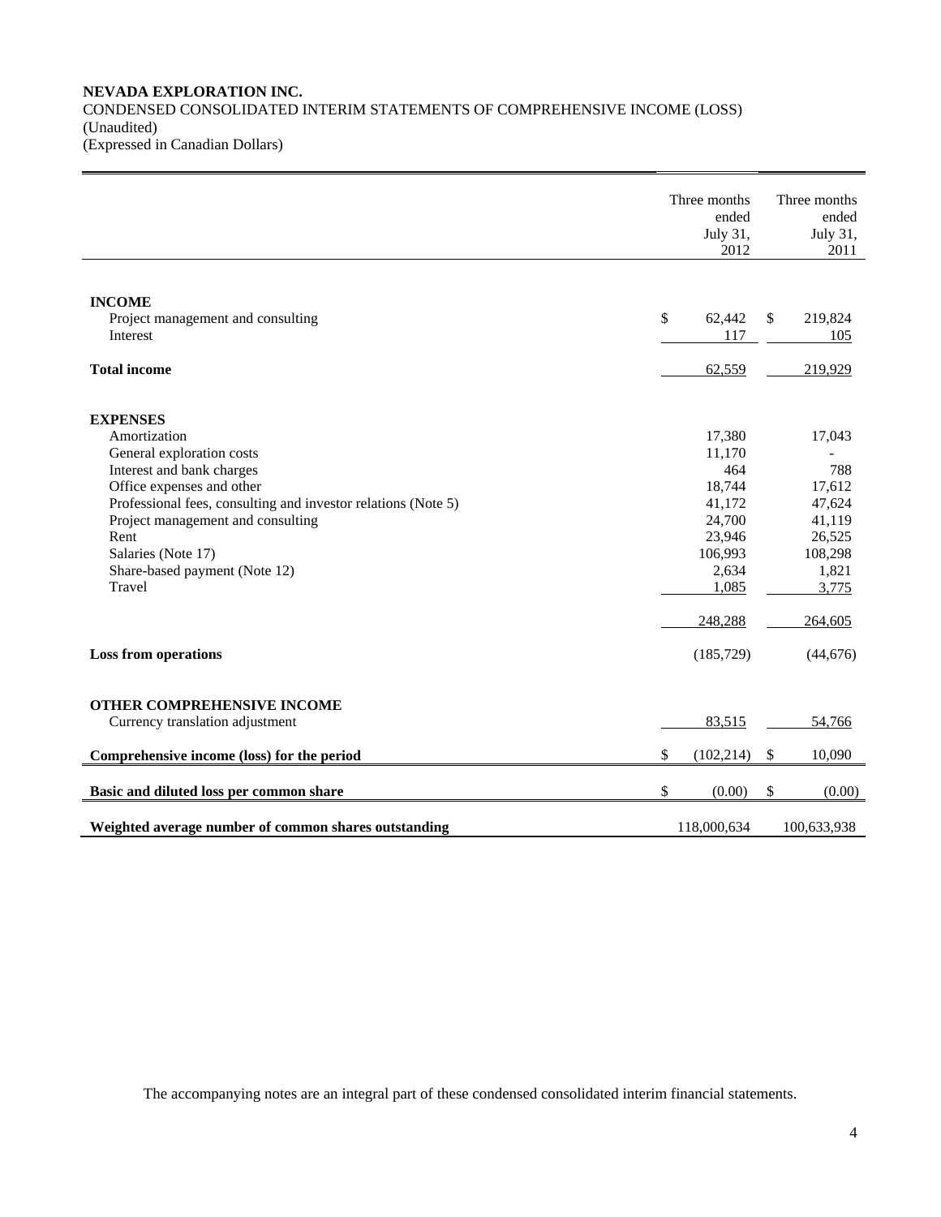**NEVADA EXPLORATION INC.**
CONDENSED CONSOLIDATED INTERIM STATEMENTS OF COMPREHENSIVE INCOME (LOSS)
(Unaudited)
(Expressed in Canadian Dollars)

| | Three months ended July 31, 2012 | Three months ended July 31, 2011 |
|---|---|---|
| **INCOME** | | |
| Project management and consulting | $ 62,442 | $ 219,824 |
| Interest | 117 | 105 |
| **Total income** | 62,559 | 219,929 |
| **EXPENSES** | | |
| Amortization | 17,380 | 17,043 |
| General exploration costs | 11,170 | - |
| Interest and bank charges | 464 | 788 |
| Office expenses and other | 18,744 | 17,612 |
| Professional fees, consulting and investor relations (Note 5) | 41,172 | 47,624 |
| Project management and consulting | 24,700 | 41,119 |
| Rent | 23,946 | 26,525 |
| Salaries (Note 17) | 106,993 | 108,298 |
| Share-based payment (Note 12) | 2,634 | 1,821 |
| Travel | 1,085 | 3,775 |
| | 248,288 | 264,605 |
| **Loss from operations** | (185,729) | (44,676) |
| **OTHER COMPREHENSIVE INCOME** | | |
| Currency translation adjustment | 83,515 | 54,766 |
| **Comprehensive income (loss) for the period** | $ (102,214) | $ 10,090 |
| **Basic and diluted loss per common share** | $ (0.00) | $ (0.00) |
| **Weighted average number of common shares outstanding** | 118,000,634 | 100,633,938 |

The accompanying notes are an integral part of these condensed consolidated interim financial statements.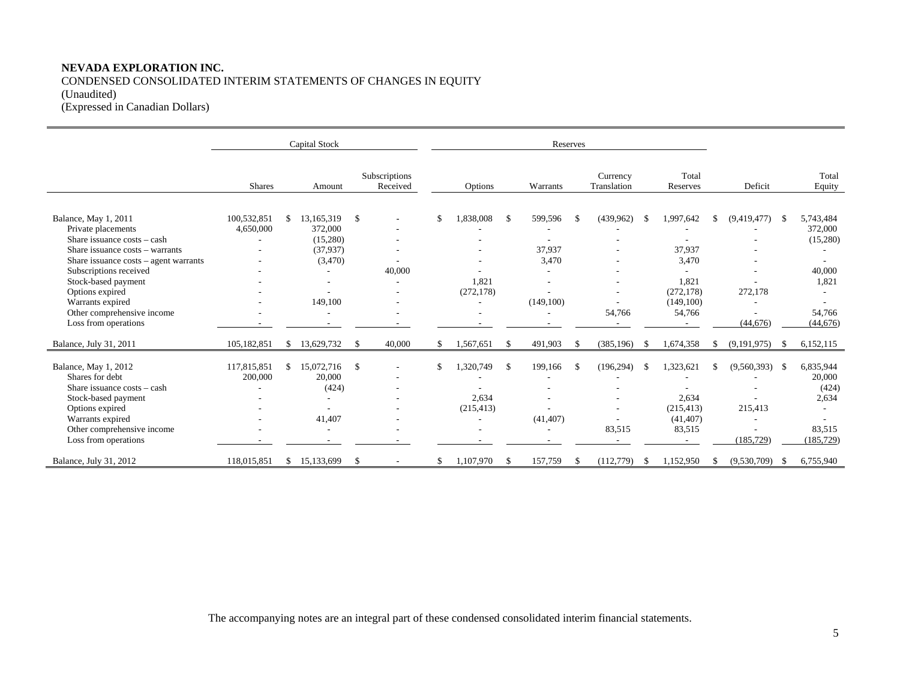**NEVADA EXPLORATION INC.**
CONDENSED CONSOLIDATED INTERIM STATEMENTS OF CHANGES IN EQUITY
(Unaudited)
(Expressed in Canadian Dollars)

| | Capital Stock | | | Reserves | | | | | |
|---|---|---|---|---|---|---|---|---|---|
| | Shares | Amount | Subscriptions Received | Options | Warrants | Currency Translation | Total Reserves | Deficit | Total Equity |
| Balance, May 1, 2011 | 100,532,851 | $ 13,165,319 | $ - | $ 1,838,008 | $ 599,596 | $ (439,962) | $ 1,997,642 | $ (9,419,477) | $ 5,743,484 |
| Private placements | 4,650,000 | 372,000 | - | - | - | - | - | - | 372,000 |
| Share issuance costs – cash | - | (15,280) | - | - | - | - | - | - | (15,280) |
| Share issuance costs – warrants | - | (37,937) | - | - | 37,937 | - | 37,937 | - | - |
| Share issuance costs – agent warrants | - | (3,470) | - | - | 3,470 | - | 3,470 | - | - |
| Subscriptions received | - | - | 40,000 | - | - | - | - | - | 40,000 |
| Stock-based payment | - | - | - | 1,821 | - | - | 1,821 | - | 1,821 |
| Options expired | - | - | - | (272,178) | - | - | (272,178) | 272,178 | - |
| Warrants expired | - | 149,100 | - | - | (149,100) | - | (149,100) | - | - |
| Other comprehensive income | - | - | - | - | - | 54,766 | 54,766 | - | 54,766 |
| Loss from operations | - | - | - | - | - | - | - | (44,676) | (44,676) |
| Balance, July 31, 2011 | 105,182,851 | $ 13,629,732 | $ 40,000 | $ 1,567,651 | $ 491,903 | $ (385,196) | $ 1,674,358 | $ (9,191,975) | $ 6,152,115 |
| Balance, May 1, 2012 | 117,815,851 | $ 15,072,716 | $ - | $ 1,320,749 | $ 199,166 | $ (196,294) | $ 1,323,621 | $ (9,560,393) | $ 6,835,944 |
| Shares for debt | 200,000 | 20,000 | - | - | - | - | - | - | 20,000 |
| Share issuance costs – cash | - | (424) | - | - | - | - | - | - | (424) |
| Stock-based payment | - | - | - | 2,634 | - | - | 2,634 | - | 2,634 |
| Options expired | - | - | - | (215,413) | - | - | (215,413) | 215,413 | - |
| Warrants expired | - | 41,407 | - | - | (41,407) | - | (41,407) | - | - |
| Other comprehensive income | - | - | - | - | - | 83,515 | 83,515 | - | 83,515 |
| Loss from operations | - | - | - | - | - | - | - | (185,729) | (185,729) |
| Balance, July 31, 2012 | 118,015,851 | $ 15,133,699 | $ - | $ 1,107,970 | $ 157,759 | $ (112,779) | $ 1,152,950 | $ (9,530,709) | $ 6,755,940 |

The accompanying notes are an integral part of these condensed consolidated interim financial statements.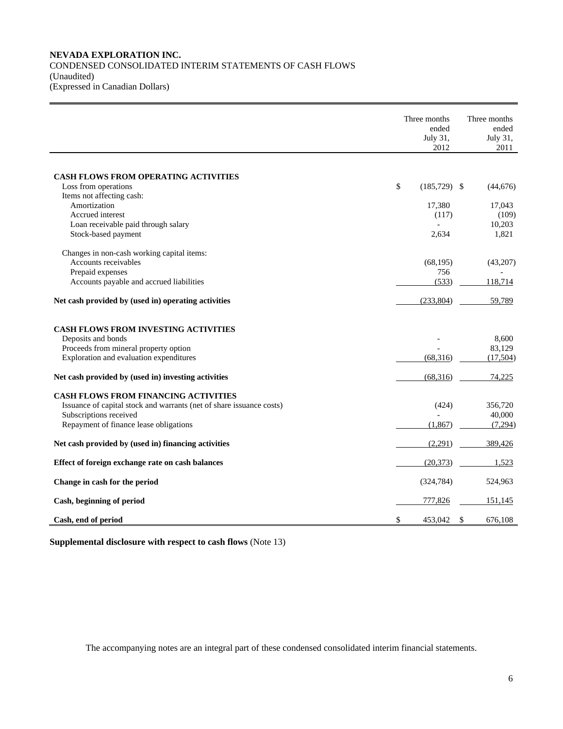**NEVADA EXPLORATION INC.**
CONDENSED CONSOLIDATED INTERIM STATEMENTS OF CASH FLOWS
(Unaudited)
(Expressed in Canadian Dollars)

| | Three months ended July 31, 2012 | Three months ended July 31, 2011 |
|---|---|---|
| **CASH FLOWS FROM OPERATING ACTIVITIES** | | |
| Loss from operations | $ (185,729) | $ (44,676) |
| Items not affecting cash: | | |
| Amortization | 17,380 | 17,043 |
| Accrued interest | (117) | (109) |
| Loan receivable paid through salary | - | 10,203 |
| Stock-based payment | 2,634 | 1,821 |
| Changes in non-cash working capital items: | | |
| Accounts receivables | (68,195) | (43,207) |
| Prepaid expenses | 756 | - |
| Accounts payable and accrued liabilities | (533) | 118,714 |
| **Net cash provided by (used in) operating activities** | (233,804) | 59,789 |
| **CASH FLOWS FROM INVESTING ACTIVITIES** | | |
| Deposits and bonds | - | 8,600 |
| Proceeds from mineral property option | - | 83,129 |
| Exploration and evaluation expenditures | (68,316) | (17,504) |
| **Net cash provided by (used in) investing activities** | (68,316) | 74,225 |
| **CASH FLOWS FROM FINANCING ACTIVITIES** | | |
| Issuance of capital stock and warrants (net of share issuance costs) | (424) | 356,720 |
| Subscriptions received | - | 40,000 |
| Repayment of finance lease obligations | (1,867) | (7,294) |
| **Net cash provided by (used in) financing activities** | (2,291) | 389,426 |
| **Effect of foreign exchange rate on cash balances** | (20,373) | 1,523 |
| **Change in cash for the period** | (324,784) | 524,963 |
| **Cash, beginning of period** | 777,826 | 151,145 |
| **Cash, end of period** | $ 453,042 | $ 676,108 |

**Supplemental disclosure with respect to cash flows** (Note 13)

The accompanying notes are an integral part of these condensed consolidated interim financial statements.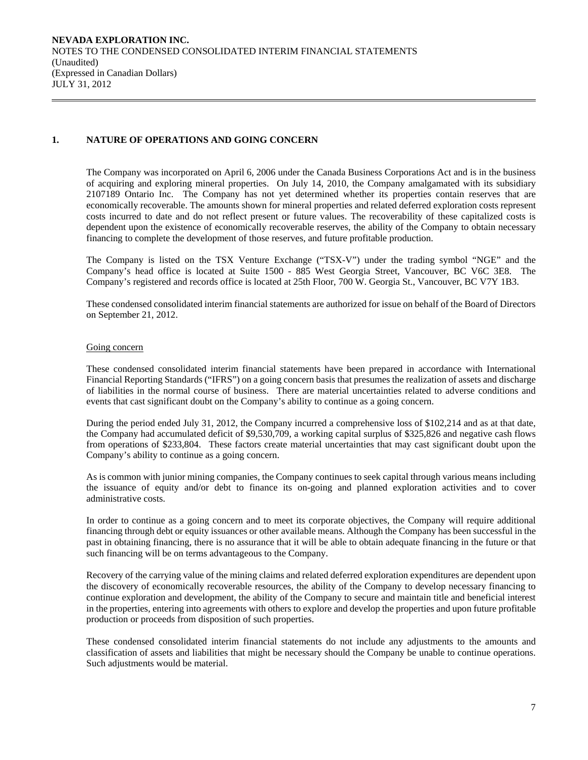**NEVADA EXPLORATION INC.**
NOTES TO THE CONDENSED CONSOLIDATED INTERIM FINANCIAL STATEMENTS
(Unaudited)
(Expressed in Canadian Dollars)
JULY 31, 2012

## 1. NATURE OF OPERATIONS AND GOING CONCERN

The Company was incorporated on April 6, 2006 under the Canada Business Corporations Act and is in the business of acquiring and exploring mineral properties. On July 14, 2010, the Company amalgamated with its subsidiary 2107189 Ontario Inc. The Company has not yet determined whether its properties contain reserves that are economically recoverable. The amounts shown for mineral properties and related deferred exploration costs represent costs incurred to date and do not reflect present or future values. The recoverability of these capitalized costs is dependent upon the existence of economically recoverable reserves, the ability of the Company to obtain necessary financing to complete the development of those reserves, and future profitable production.

The Company is listed on the TSX Venture Exchange ("TSX-V") under the trading symbol "NGE" and the Company's head office is located at Suite 1500 - 885 West Georgia Street, Vancouver, BC V6C 3E8. The Company's registered and records office is located at 25th Floor, 700 W. Georgia St., Vancouver, BC V7Y 1B3.

These condensed consolidated interim financial statements are authorized for issue on behalf of the Board of Directors on September 21, 2012.

Going concern

These condensed consolidated interim financial statements have been prepared in accordance with International Financial Reporting Standards ("IFRS") on a going concern basis that presumes the realization of assets and discharge of liabilities in the normal course of business. There are material uncertainties related to adverse conditions and events that cast significant doubt on the Company's ability to continue as a going concern.

During the period ended July 31, 2012, the Company incurred a comprehensive loss of $102,214 and as at that date, the Company had accumulated deficit of $9,530,709, a working capital surplus of $325,826 and negative cash flows from operations of $233,804. These factors create material uncertainties that may cast significant doubt upon the Company's ability to continue as a going concern.

As is common with junior mining companies, the Company continues to seek capital through various means including the issuance of equity and/or debt to finance its on-going and planned exploration activities and to cover administrative costs.

In order to continue as a going concern and to meet its corporate objectives, the Company will require additional financing through debt or equity issuances or other available means. Although the Company has been successful in the past in obtaining financing, there is no assurance that it will be able to obtain adequate financing in the future or that such financing will be on terms advantageous to the Company.

Recovery of the carrying value of the mining claims and related deferred exploration expenditures are dependent upon the discovery of economically recoverable resources, the ability of the Company to develop necessary financing to continue exploration and development, the ability of the Company to secure and maintain title and beneficial interest in the properties, entering into agreements with others to explore and develop the properties and upon future profitable production or proceeds from disposition of such properties.

These condensed consolidated interim financial statements do not include any adjustments to the amounts and classification of assets and liabilities that might be necessary should the Company be unable to continue operations. Such adjustments would be material.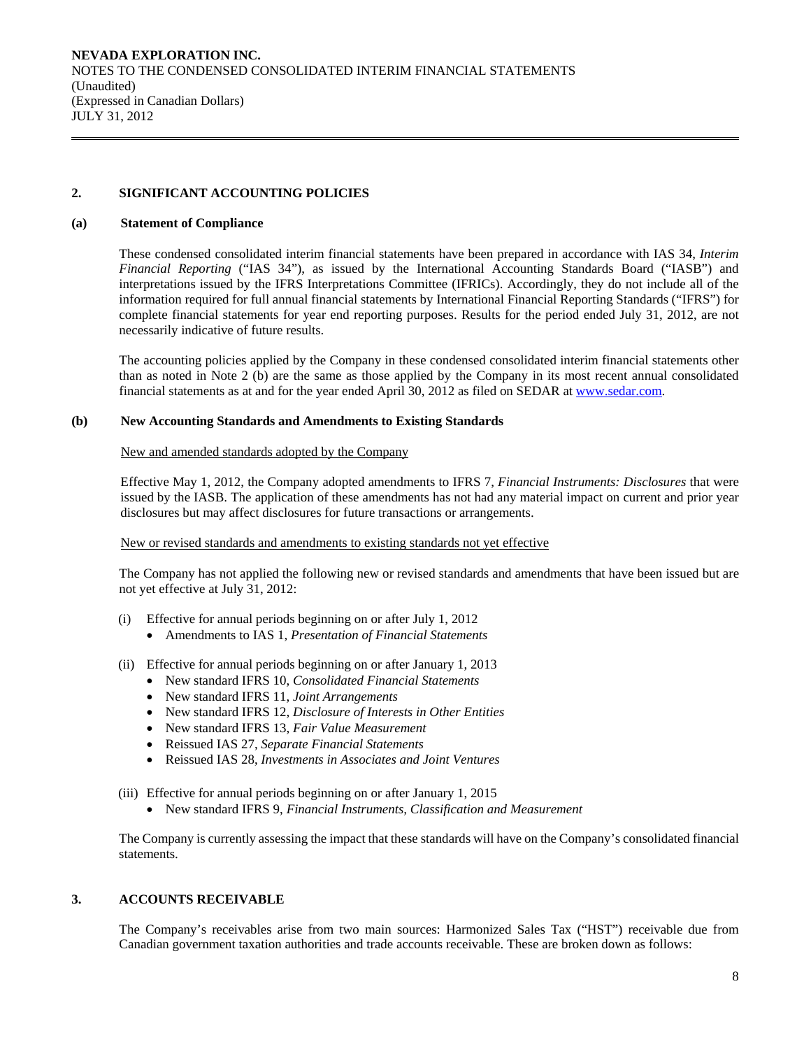## 2. SIGNIFICANT ACCOUNTING POLICIES

### (a) Statement of Compliance

These condensed consolidated interim financial statements have been prepared in accordance with IAS 34, *Interim Financial Reporting* ("IAS 34"), as issued by the International Accounting Standards Board ("IASB") and interpretations issued by the IFRS Interpretations Committee (IFRICs). Accordingly, they do not include all of the information required for full annual financial statements by International Financial Reporting Standards ("IFRS") for complete financial statements for year end reporting purposes. Results for the period ended July 31, 2012, are not necessarily indicative of future results.

The accounting policies applied by the Company in these condensed consolidated interim financial statements other than as noted in Note 2 (b) are the same as those applied by the Company in its most recent annual consolidated financial statements as at and for the year ended April 30, 2012 as filed on SEDAR at www.sedar.com.

### (b) New Accounting Standards and Amendments to Existing Standards

New and amended standards adopted by the Company

Effective May 1, 2012, the Company adopted amendments to IFRS 7, *Financial Instruments: Disclosures* that were issued by the IASB. The application of these amendments has not had any material impact on current and prior year disclosures but may affect disclosures for future transactions or arrangements.

New or revised standards and amendments to existing standards not yet effective

The Company has not applied the following new or revised standards and amendments that have been issued but are not yet effective at July 31, 2012:

(i) Effective for annual periods beginning on or after July 1, 2012
- Amendments to IAS 1, *Presentation of Financial Statements*

(ii) Effective for annual periods beginning on or after January 1, 2013
- New standard IFRS 10, *Consolidated Financial Statements*
- New standard IFRS 11, *Joint Arrangements*
- New standard IFRS 12, *Disclosure of Interests in Other Entities*
- New standard IFRS 13, *Fair Value Measurement*
- Reissued IAS 27, *Separate Financial Statements*
- Reissued IAS 28, *Investments in Associates and Joint Ventures*

(iii) Effective for annual periods beginning on or after January 1, 2015
- New standard IFRS 9, *Financial Instruments, Classification and Measurement*

The Company is currently assessing the impact that these standards will have on the Company's consolidated financial statements.

## 3. ACCOUNTS RECEIVABLE

The Company's receivables arise from two main sources: Harmonized Sales Tax ("HST") receivable due from Canadian government taxation authorities and trade accounts receivable. These are broken down as follows: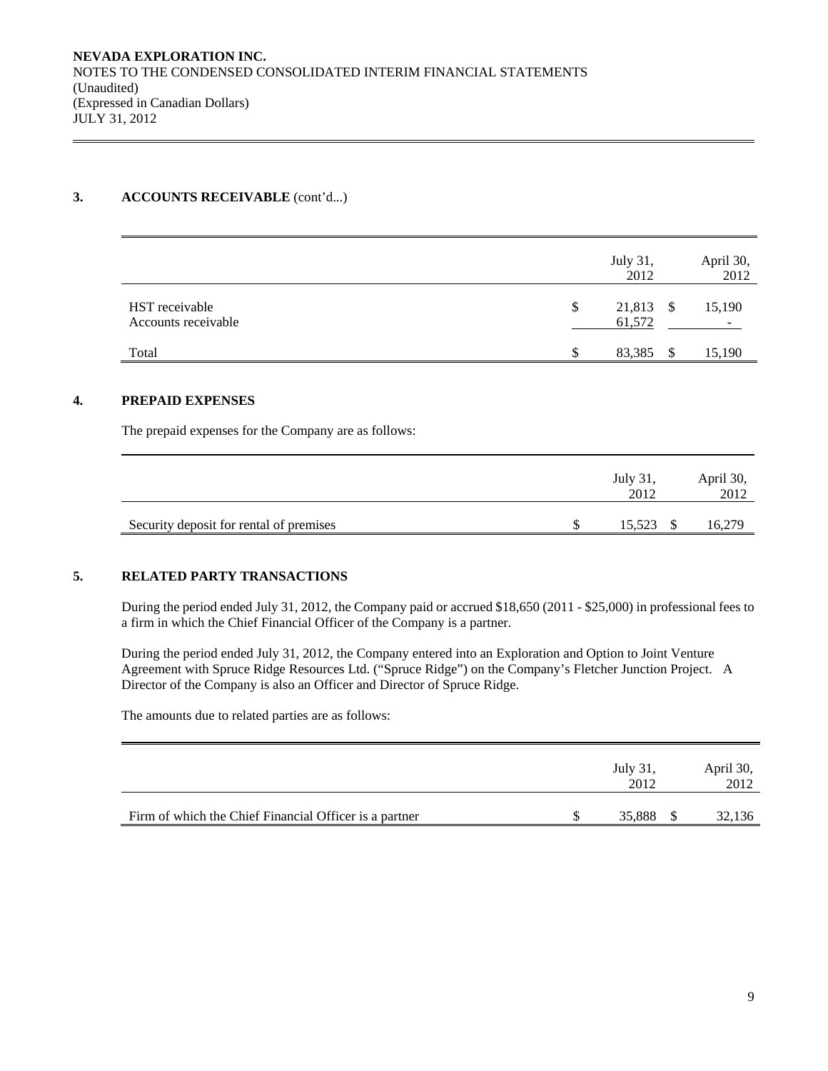**NEVADA EXPLORATION INC.**
NOTES TO THE CONDENSED CONSOLIDATED INTERIM FINANCIAL STATEMENTS
(Unaudited)
(Expressed in Canadian Dollars)
JULY 31, 2012

## 3. ACCOUNTS RECEIVABLE (cont'd...)

| | July 31, 2012 | April 30, 2012 |
|---|---|---|
| HST receivable | $ 21,813 | $ 15,190 |
| Accounts receivable | 61,572 | - |
| Total | $ 83,385 | $ 15,190 |

## 4. PREPAID EXPENSES

The prepaid expenses for the Company are as follows:

| | July 31, 2012 | April 30, 2012 |
|---|---|---|
| Security deposit for rental of premises | $ 15,523 | $ 16,279 |

## 5. RELATED PARTY TRANSACTIONS

During the period ended July 31, 2012, the Company paid or accrued $18,650 (2011 - $25,000) in professional fees to a firm in which the Chief Financial Officer of the Company is a partner.

During the period ended July 31, 2012, the Company entered into an Exploration and Option to Joint Venture Agreement with Spruce Ridge Resources Ltd. ("Spruce Ridge") on the Company's Fletcher Junction Project. A Director of the Company is also an Officer and Director of Spruce Ridge.

The amounts due to related parties are as follows:

| | July 31, 2012 | April 30, 2012 |
|---|---|---|
| Firm of which the Chief Financial Officer is a partner | $ 35,888 | $ 32,136 |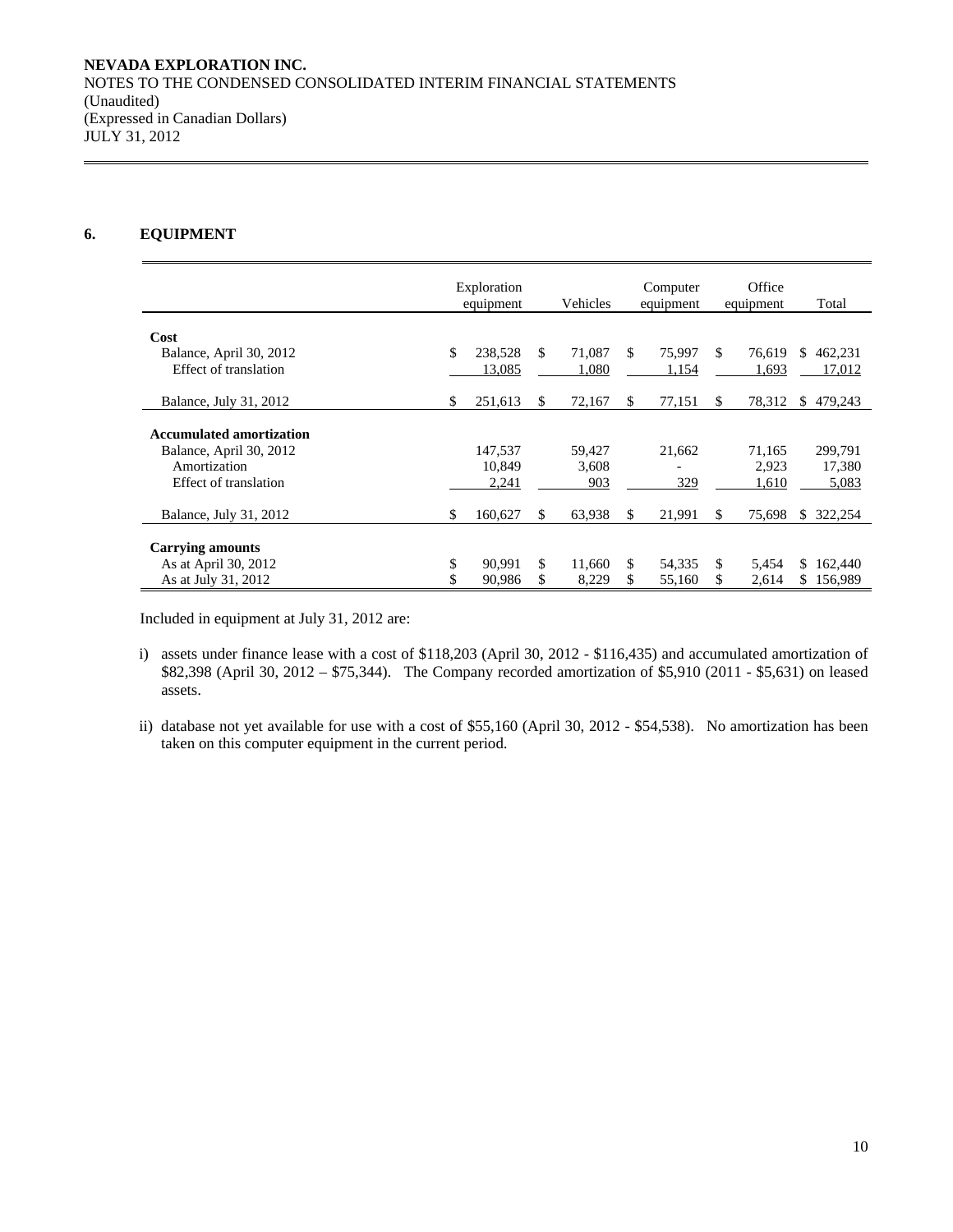## 6. EQUIPMENT

| | Exploration equipment | Vehicles | Computer equipment | Office equipment | Total |
|---|---|---|---|---|---|
| **Cost** | | | | | |
| Balance, April 30, 2012 | $ 238,528 | $ 71,087 | $ 75,997 | $ 76,619 | $ 462,231 |
| Effect of translation | 13,085 | 1,080 | 1,154 | 1,693 | 17,012 |
| Balance, July 31, 2012 | $ 251,613 | $ 72,167 | $ 77,151 | $ 78,312 | $ 479,243 |
| **Accumulated amortization** | | | | | |
| Balance, April 30, 2012 | 147,537 | 59,427 | 21,662 | 71,165 | 299,791 |
| Amortization | 10,849 | 3,608 | - | 2,923 | 17,380 |
| Effect of translation | 2,241 | 903 | 329 | 1,610 | 5,083 |
| Balance, July 31, 2012 | $ 160,627 | $ 63,938 | $ 21,991 | $ 75,698 | $ 322,254 |
| **Carrying amounts** | | | | | |
| As at April 30, 2012 | $ 90,991 | $ 11,660 | $ 54,335 | $ 5,454 | $ 162,440 |
| As at July 31, 2012 | $ 90,986 | $ 8,229 | $ 55,160 | $ 2,614 | $ 156,989 |

Included in equipment at July 31, 2012 are:

i) assets under finance lease with a cost of $118,203 (April 30, 2012 - $116,435) and accumulated amortization of $82,398 (April 30, 2012 – $75,344). The Company recorded amortization of $5,910 (2011 - $5,631) on leased assets.

ii) database not yet available for use with a cost of $55,160 (April 30, 2012 - $54,538). No amortization has been taken on this computer equipment in the current period.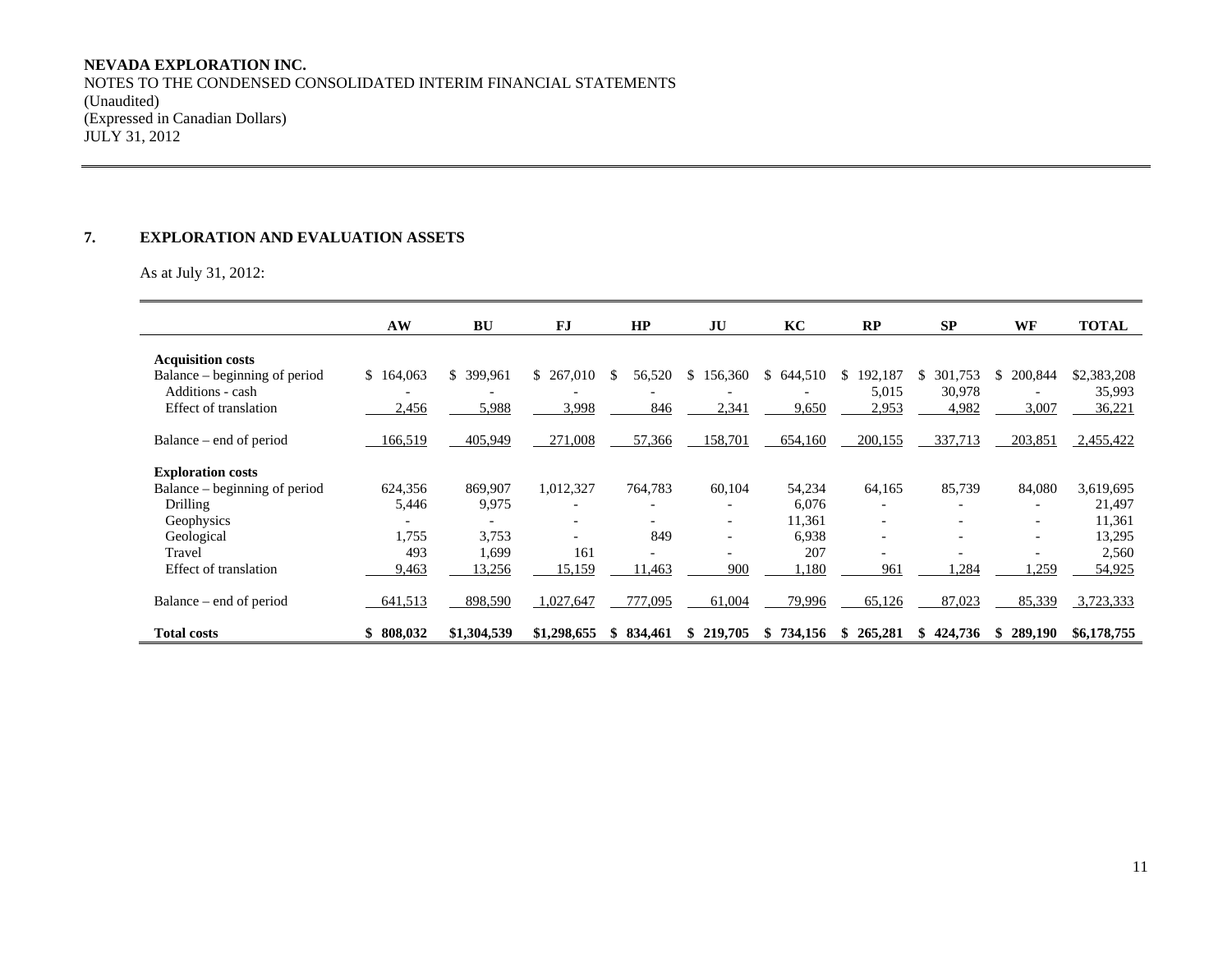**NEVADA EXPLORATION INC.**
NOTES TO THE CONDENSED CONSOLIDATED INTERIM FINANCIAL STATEMENTS
(Unaudited)
(Expressed in Canadian Dollars)
JULY 31, 2012

## 7. EXPLORATION AND EVALUATION ASSETS

As at July 31, 2012:

| | AW | BU | FJ | HP | JU | KC | RP | SP | WF | TOTAL |
|---|---|---|---|---|---|---|---|---|---|---|
| **Acquisition costs** | | | | | | | | | | |
| Balance – beginning of period | $ 164,063 | $ 399,961 | $ 267,010 | $ 56,520 | $ 156,360 | $ 644,510 | $ 192,187 | $ 301,753 | $ 200,844 | $2,383,208 |
| Additions - cash | - | - | - | - | - | - | 5,015 | 30,978 | - | 35,993 |
| Effect of translation | 2,456 | 5,988 | 3,998 | 846 | 2,341 | 9,650 | 2,953 | 4,982 | 3,007 | 36,221 |
| Balance – end of period | 166,519 | 405,949 | 271,008 | 57,366 | 158,701 | 654,160 | 200,155 | 337,713 | 203,851 | 2,455,422 |
| **Exploration costs** | | | | | | | | | | |
| Balance – beginning of period | 624,356 | 869,907 | 1,012,327 | 764,783 | 60,104 | 54,234 | 64,165 | 85,739 | 84,080 | 3,619,695 |
| Drilling | 5,446 | 9,975 | - | - | - | 6,076 | - | - | - | 21,497 |
| Geophysics | - | - | - | - | - | 11,361 | - | - | - | 11,361 |
| Geological | 1,755 | 3,753 | - | 849 | - | 6,938 | - | - | - | 13,295 |
| Travel | 493 | 1,699 | 161 | - | - | 207 | - | - | - | 2,560 |
| Effect of translation | 9,463 | 13,256 | 15,159 | 11,463 | 900 | 1,180 | 961 | 1,284 | 1,259 | 54,925 |
| Balance – end of period | 641,513 | 898,590 | 1,027,647 | 777,095 | 61,004 | 79,996 | 65,126 | 87,023 | 85,339 | 3,723,333 |
| **Total costs** | **$ 808,032** | **$1,304,539** | **$1,298,655** | **$ 834,461** | **$ 219,705** | **$ 734,156** | **$ 265,281** | **$ 424,736** | **$ 289,190** | **$6,178,755** |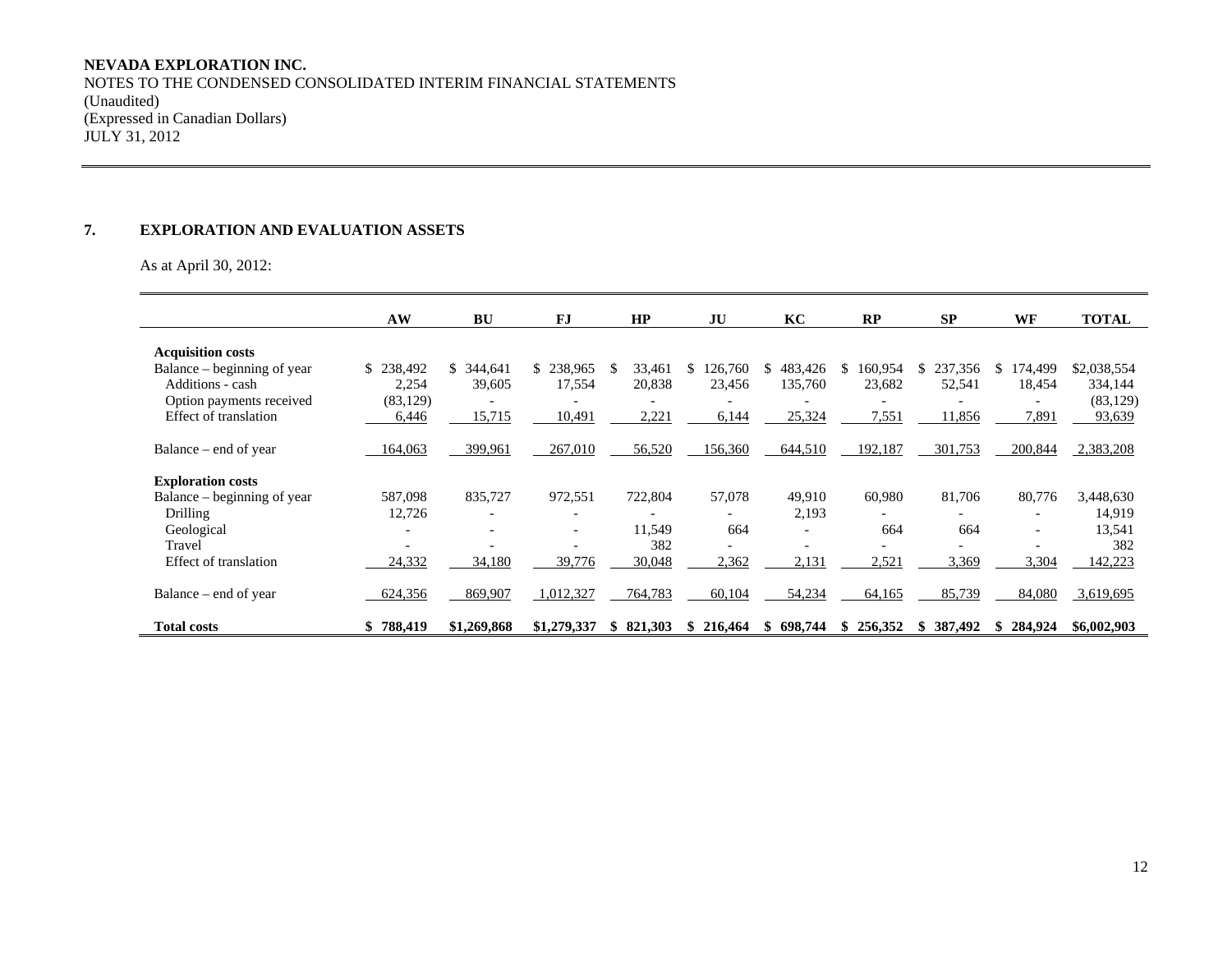**NEVADA EXPLORATION INC.**
NOTES TO THE CONDENSED CONSOLIDATED INTERIM FINANCIAL STATEMENTS
(Unaudited)
(Expressed in Canadian Dollars)
JULY 31, 2012

## 7. EXPLORATION AND EVALUATION ASSETS

As at April 30, 2012:

| | AW | BU | FJ | HP | JU | KC | RP | SP | WF | TOTAL |
|---|---|---|---|---|---|---|---|---|---|---|
| **Acquisition costs** | | | | | | | | | | |
| Balance – beginning of year | $ 238,492 | $ 344,641 | $ 238,965 | $ 33,461 | $ 126,760 | $ 483,426 | $ 160,954 | $ 237,356 | $ 174,499 | $2,038,554 |
| Additions - cash | 2,254 | 39,605 | 17,554 | 20,838 | 23,456 | 135,760 | 23,682 | 52,541 | 18,454 | 334,144 |
| Option payments received | (83,129) | - | - | - | - | - | - | - | - | (83,129) |
| Effect of translation | 6,446 | 15,715 | 10,491 | 2,221 | 6,144 | 25,324 | 7,551 | 11,856 | 7,891 | 93,639 |
| Balance – end of year | 164,063 | 399,961 | 267,010 | 56,520 | 156,360 | 644,510 | 192,187 | 301,753 | 200,844 | 2,383,208 |
| **Exploration costs** | | | | | | | | | | |
| Balance – beginning of year | 587,098 | 835,727 | 972,551 | 722,804 | 57,078 | 49,910 | 60,980 | 81,706 | 80,776 | 3,448,630 |
| Drilling | 12,726 | - | - | - | - | 2,193 | - | - | - | 14,919 |
| Geological | - | - | - | 11,549 | 664 | - | 664 | 664 | - | 13,541 |
| Travel | - | - | - | 382 | - | - | - | - | - | 382 |
| Effect of translation | 24,332 | 34,180 | 39,776 | 30,048 | 2,362 | 2,131 | 2,521 | 3,369 | 3,304 | 142,223 |
| Balance – end of year | 624,356 | 869,907 | 1,012,327 | 764,783 | 60,104 | 54,234 | 64,165 | 85,739 | 84,080 | 3,619,695 |
| **Total costs** | **$ 788,419** | **$1,269,868** | **$1,279,337** | **$ 821,303** | **$ 216,464** | **$ 698,744** | **$ 256,352** | **$ 387,492** | **$ 284,924** | **$6,002,903** |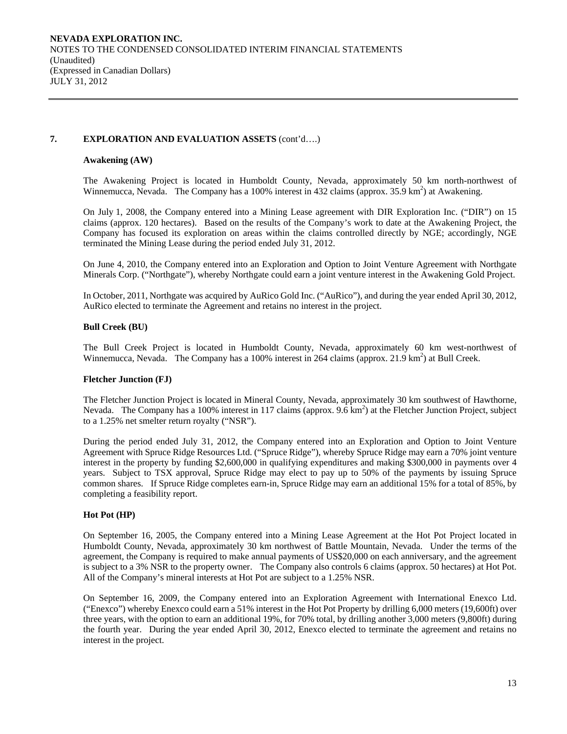## 7. EXPLORATION AND EVALUATION ASSETS (cont'd….)

### Awakening (AW)

The Awakening Project is located in Humboldt County, Nevada, approximately 50 km north-northwest of Winnemucca, Nevada. The Company has a 100% interest in 432 claims (approx. 35.9 $km^2$) at Awakening.

On July 1, 2008, the Company entered into a Mining Lease agreement with DIR Exploration Inc. ("DIR") on 15 claims (approx. 120 hectares). Based on the results of the Company's work to date at the Awakening Project, the Company has focused its exploration on areas within the claims controlled directly by NGE; accordingly, NGE terminated the Mining Lease during the period ended July 31, 2012.

On June 4, 2010, the Company entered into an Exploration and Option to Joint Venture Agreement with Northgate Minerals Corp. ("Northgate"), whereby Northgate could earn a joint venture interest in the Awakening Gold Project.

In October, 2011, Northgate was acquired by AuRico Gold Inc. ("AuRico"), and during the year ended April 30, 2012, AuRico elected to terminate the Agreement and retains no interest in the project.

### Bull Creek (BU)

The Bull Creek Project is located in Humboldt County, Nevada, approximately 60 km west-northwest of Winnemucca, Nevada. The Company has a 100% interest in 264 claims (approx. 21.9 $km^2$) at Bull Creek.

### Fletcher Junction (FJ)

The Fletcher Junction Project is located in Mineral County, Nevada, approximately 30 km southwest of Hawthorne, Nevada. The Company has a 100% interest in 117 claims (approx. 9.6 $km^2$) at the Fletcher Junction Project, subject to a 1.25% net smelter return royalty ("NSR").

During the period ended July 31, 2012, the Company entered into an Exploration and Option to Joint Venture Agreement with Spruce Ridge Resources Ltd. ("Spruce Ridge"), whereby Spruce Ridge may earn a 70% joint venture interest in the property by funding $2,600,000 in qualifying expenditures and making $300,000 in payments over 4 years. Subject to TSX approval, Spruce Ridge may elect to pay up to 50% of the payments by issuing Spruce common shares. If Spruce Ridge completes earn-in, Spruce Ridge may earn an additional 15% for a total of 85%, by completing a feasibility report.

### Hot Pot (HP)

On September 16, 2005, the Company entered into a Mining Lease Agreement at the Hot Pot Project located in Humboldt County, Nevada, approximately 30 km northwest of Battle Mountain, Nevada. Under the terms of the agreement, the Company is required to make annual payments of US$20,000 on each anniversary, and the agreement is subject to a 3% NSR to the property owner. The Company also controls 6 claims (approx. 50 hectares) at Hot Pot. All of the Company's mineral interests at Hot Pot are subject to a 1.25% NSR.

On September 16, 2009, the Company entered into an Exploration Agreement with International Enexco Ltd. ("Enexco") whereby Enexco could earn a 51% interest in the Hot Pot Property by drilling 6,000 meters (19,600ft) over three years, with the option to earn an additional 19%, for 70% total, by drilling another 3,000 meters (9,800ft) during the fourth year. During the year ended April 30, 2012, Enexco elected to terminate the agreement and retains no interest in the project.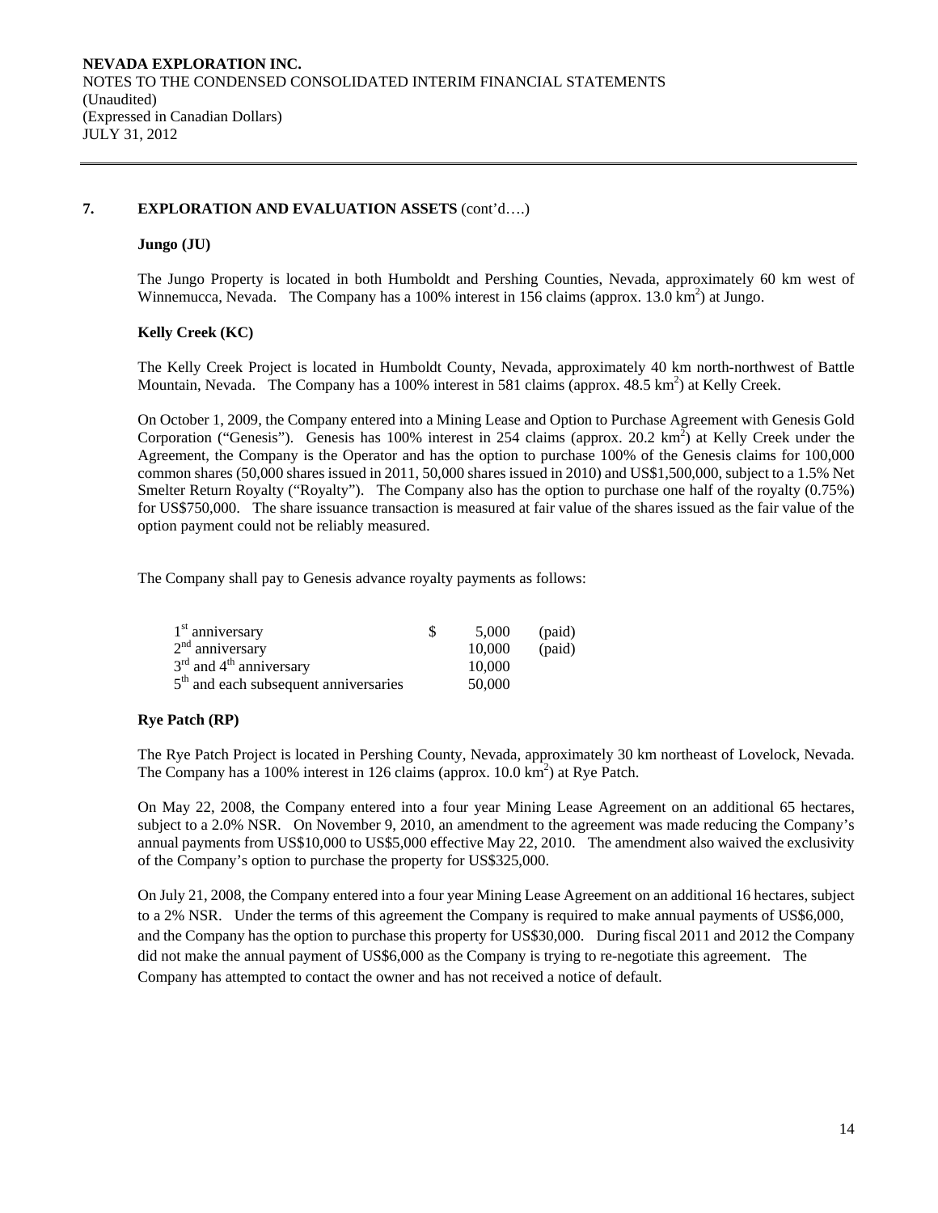## 7. EXPLORATION AND EVALUATION ASSETS (cont'd….)

### Jungo (JU)

The Jungo Property is located in both Humboldt and Pershing Counties, Nevada, approximately 60 km west of Winnemucca, Nevada. The Company has a 100% interest in 156 claims (approx. 13.0 $km^2$) at Jungo.

### Kelly Creek (KC)

The Kelly Creek Project is located in Humboldt County, Nevada, approximately 40 km north-northwest of Battle Mountain, Nevada. The Company has a 100% interest in 581 claims (approx. 48.5 $km^2$) at Kelly Creek.

On October 1, 2009, the Company entered into a Mining Lease and Option to Purchase Agreement with Genesis Gold Corporation ("Genesis"). Genesis has 100% interest in 254 claims (approx. 20.2 $km^2$) at Kelly Creek under the Agreement, the Company is the Operator and has the option to purchase 100% of the Genesis claims for 100,000 common shares (50,000 shares issued in 2011, 50,000 shares issued in 2010) and US$1,500,000, subject to a 1.5% Net Smelter Return Royalty ("Royalty"). The Company also has the option to purchase one half of the royalty (0.75%) for US$750,000. The share issuance transaction is measured at fair value of the shares issued as the fair value of the option payment could not be reliably measured.

The Company shall pay to Genesis advance royalty payments as follows:

| | | |
|---|---|---|
| 1st anniversary | $ 5,000 | (paid) |
| 2nd anniversary | 10,000 | (paid) |
| 3rd and 4th anniversary | 10,000 | |
| 5th and each subsequent anniversaries | 50,000 | |

### Rye Patch (RP)

The Rye Patch Project is located in Pershing County, Nevada, approximately 30 km northeast of Lovelock, Nevada. The Company has a 100% interest in 126 claims (approx. 10.0 $km^2$) at Rye Patch.

On May 22, 2008, the Company entered into a four year Mining Lease Agreement on an additional 65 hectares, subject to a 2.0% NSR. On November 9, 2010, an amendment to the agreement was made reducing the Company's annual payments from US$10,000 to US$5,000 effective May 22, 2010. The amendment also waived the exclusivity of the Company's option to purchase the property for US$325,000.

On July 21, 2008, the Company entered into a four year Mining Lease Agreement on an additional 16 hectares, subject to a 2% NSR. Under the terms of this agreement the Company is required to make annual payments of US$6,000, and the Company has the option to purchase this property for US$30,000. During fiscal 2011 and 2012 the Company did not make the annual payment of US$6,000 as the Company is trying to re-negotiate this agreement. The Company has attempted to contact the owner and has not received a notice of default.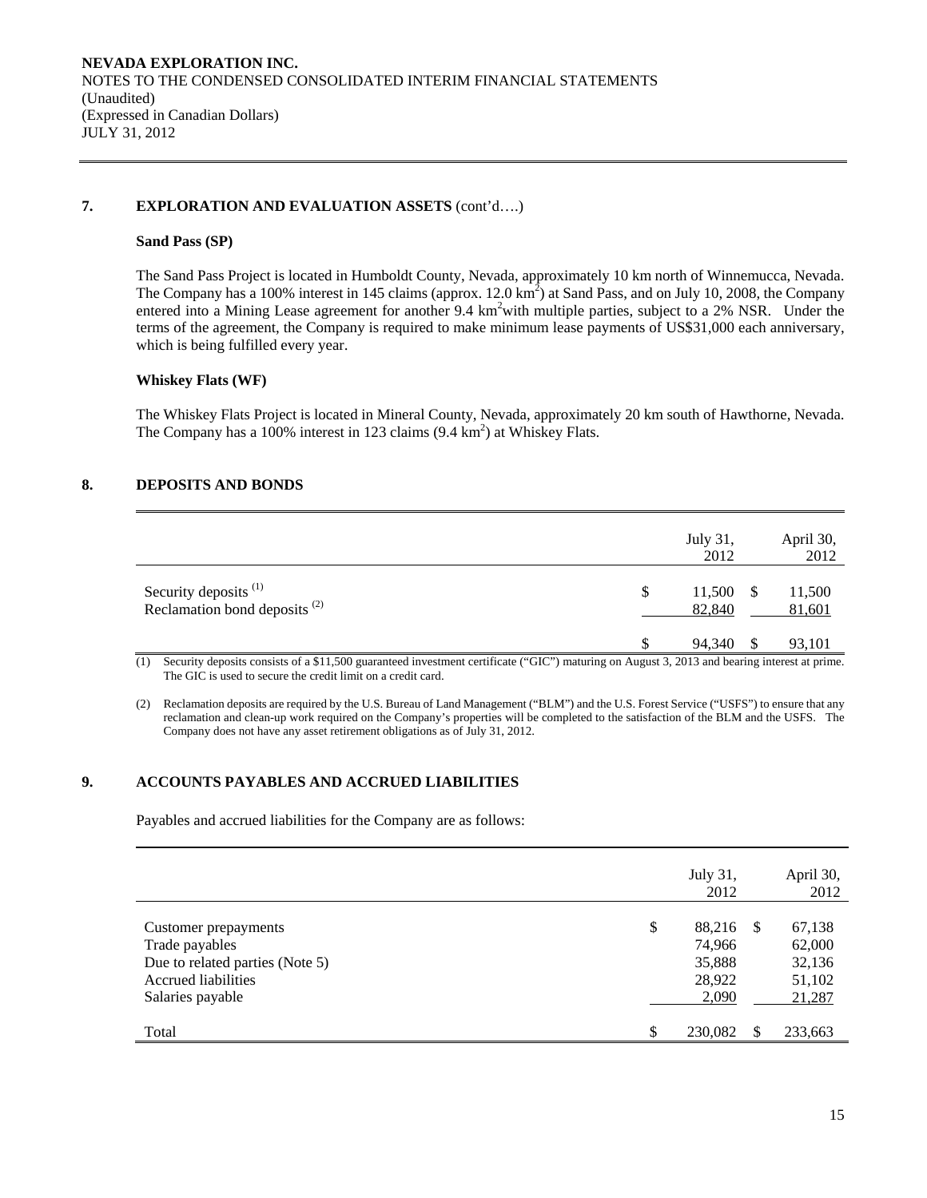### 7. EXPLORATION AND EVALUATION ASSETS (cont'd….)

**Sand Pass (SP)**

The Sand Pass Project is located in Humboldt County, Nevada, approximately 10 km north of Winnemucca, Nevada. The Company has a 100% interest in 145 claims (approx. 12.0 $km^2$) at Sand Pass, and on July 10, 2008, the Company entered into a Mining Lease agreement for another 9.4 $km^2$ with multiple parties, subject to a 2% NSR. Under the terms of the agreement, the Company is required to make minimum lease payments of US$31,000 each anniversary, which is being fulfilled every year.

**Whiskey Flats (WF)**

The Whiskey Flats Project is located in Mineral County, Nevada, approximately 20 km south of Hawthorne, Nevada. The Company has a 100% interest in 123 claims (9.4 $km^2$) at Whiskey Flats.

### 8. DEPOSITS AND BONDS

| | | July 31, 2012 | | April 30, 2012 |
|---|---|---|---|---|
| Security deposits (1) | $ | 11,500 | $ | 11,500 |
| Reclamation bond deposits (2) | | 82,840 | | 81,601 |
| | $ | 94,340 | $ | 93,101 |

(1) Security deposits consists of a $11,500 guaranteed investment certificate ("GIC") maturing on August 3, 2013 and bearing interest at prime. The GIC is used to secure the credit limit on a credit card.

(2) Reclamation deposits are required by the U.S. Bureau of Land Management ("BLM") and the U.S. Forest Service ("USFS") to ensure that any reclamation and clean-up work required on the Company's properties will be completed to the satisfaction of the BLM and the USFS. The Company does not have any asset retirement obligations as of July 31, 2012.

### 9. ACCOUNTS PAYABLES AND ACCRUED LIABILITIES

Payables and accrued liabilities for the Company are as follows:

| | | July 31, 2012 | | April 30, 2012 |
|---|---|---|---|---|
| Customer prepayments | $ | 88,216 | $ | 67,138 |
| Trade payables | | 74,966 | | 62,000 |
| Due to related parties (Note 5) | | 35,888 | | 32,136 |
| Accrued liabilities | | 28,922 | | 51,102 |
| Salaries payable | | 2,090 | | 21,287 |
| Total | $ | 230,082 | $ | 233,663 |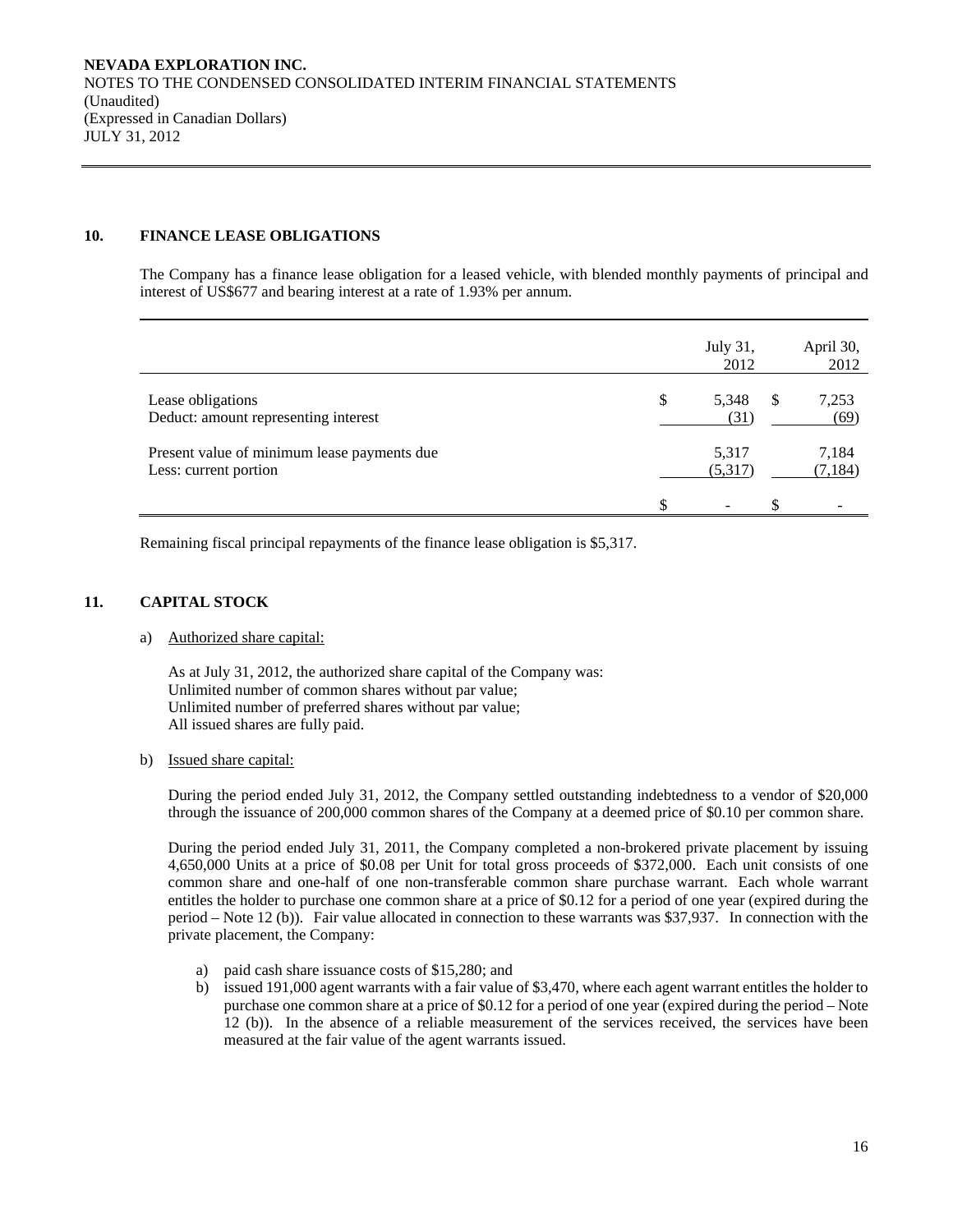## 10. FINANCE LEASE OBLIGATIONS

The Company has a finance lease obligation for a leased vehicle, with blended monthly payments of principal and interest of US$677 and bearing interest at a rate of 1.93% per annum.

| | July 31, 2012 | April 30, 2012 |
|---|---|---|
| Lease obligations | $ 5,348 | $ 7,253 |
| Deduct: amount representing interest | (31) | (69) |
| Present value of minimum lease payments due | 5,317 | 7,184 |
| Less: current portion | (5,317) | (7,184) |
| | $ - | $ - |

Remaining fiscal principal repayments of the finance lease obligation is $5,317.

## 11. CAPITAL STOCK

a) Authorized share capital:

As at July 31, 2012, the authorized share capital of the Company was:
Unlimited number of common shares without par value;
Unlimited number of preferred shares without par value;
All issued shares are fully paid.

b) Issued share capital:

During the period ended July 31, 2012, the Company settled outstanding indebtedness to a vendor of $20,000 through the issuance of 200,000 common shares of the Company at a deemed price of $0.10 per common share.

During the period ended July 31, 2011, the Company completed a non-brokered private placement by issuing 4,650,000 Units at a price of $0.08 per Unit for total gross proceeds of $372,000. Each unit consists of one common share and one-half of one non-transferable common share purchase warrant. Each whole warrant entitles the holder to purchase one common share at a price of $0.12 for a period of one year (expired during the period – Note 12 (b)). Fair value allocated in connection to these warrants was $37,937. In connection with the private placement, the Company:

a) paid cash share issuance costs of $15,280; and
b) issued 191,000 agent warrants with a fair value of $3,470, where each agent warrant entitles the holder to purchase one common share at a price of $0.12 for a period of one year (expired during the period – Note 12 (b)). In the absence of a reliable measurement of the services received, the services have been measured at the fair value of the agent warrants issued.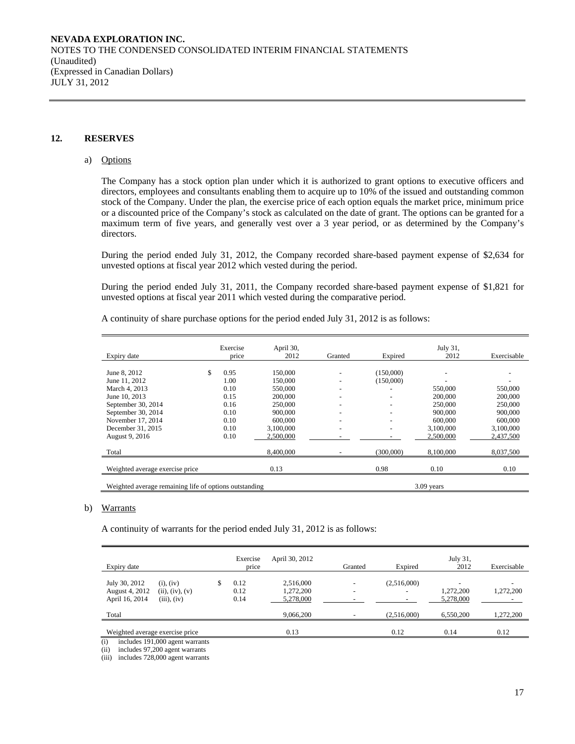## 12. RESERVES

### a) Options

The Company has a stock option plan under which it is authorized to grant options to executive officers and directors, employees and consultants enabling them to acquire up to 10% of the issued and outstanding common stock of the Company. Under the plan, the exercise price of each option equals the market price, minimum price or a discounted price of the Company's stock as calculated on the date of grant. The options can be granted for a maximum term of five years, and generally vest over a 3 year period, or as determined by the Company's directors.

During the period ended July 31, 2012, the Company recorded share-based payment expense of $2,634 for unvested options at fiscal year 2012 which vested during the period.

During the period ended July 31, 2011, the Company recorded share-based payment expense of $1,821 for unvested options at fiscal year 2011 which vested during the comparative period.

A continuity of share purchase options for the period ended July 31, 2012 is as follows:

| Expiry date | Exercise price | April 30, 2012 | Granted | Expired | July 31, 2012 | Exercisable |
|---|---|---|---|---|---|---|
| June 8, 2012 | $ 0.95 | 150,000 | - | (150,000) | - | - |
| June 11, 2012 | 1.00 | 150,000 | - | (150,000) | - | - |
| March 4, 2013 | 0.10 | 550,000 | - | - | 550,000 | 550,000 |
| June 10, 2013 | 0.15 | 200,000 | - | - | 200,000 | 200,000 |
| September 30, 2014 | 0.16 | 250,000 | - | - | 250,000 | 250,000 |
| September 30, 2014 | 0.10 | 900,000 | - | - | 900,000 | 900,000 |
| November 17, 2014 | 0.10 | 600,000 | - | - | 600,000 | 600,000 |
| December 31, 2015 | 0.10 | 3,100,000 | - | - | 3,100,000 | 3,100,000 |
| August 9, 2016 | 0.10 | 2,500,000 | - | - | 2,500,000 | 2,437,500 |
| Total | | 8,400,000 | - | (300,000) | 8,100,000 | 8,037,500 |
| Weighted average exercise price | | 0.13 | | 0.98 | 0.10 | 0.10 |
| Weighted average remaining life of options outstanding | | | | | 3.09 years | |

### b) Warrants

A continuity of warrants for the period ended July 31, 2012 is as follows:

| Expiry date | | Exercise price | April 30, 2012 | Granted | Expired | July 31, 2012 | Exercisable |
|---|---|---|---|---|---|---|---|
| July 30, 2012 | (i), (iv) | $ 0.12 | 2,516,000 | - | (2,516,000) | - | - |
| August 4, 2012 | (ii), (iv), (v) | 0.12 | 1,272,200 | - | - | 1,272,200 | 1,272,200 |
| April 16, 2014 | (iii), (iv) | 0.14 | 5,278,000 | - | - | 5,278,000 | - |
| Total | | | 9,066,200 | - | (2,516,000) | 6,550,200 | 1,272,200 |
| Weighted average exercise price | | | 0.13 | | 0.12 | 0.14 | 0.12 |

(i) includes 191,000 agent warrants
(ii) includes 97,200 agent warrants
(iii) includes 728,000 agent warrants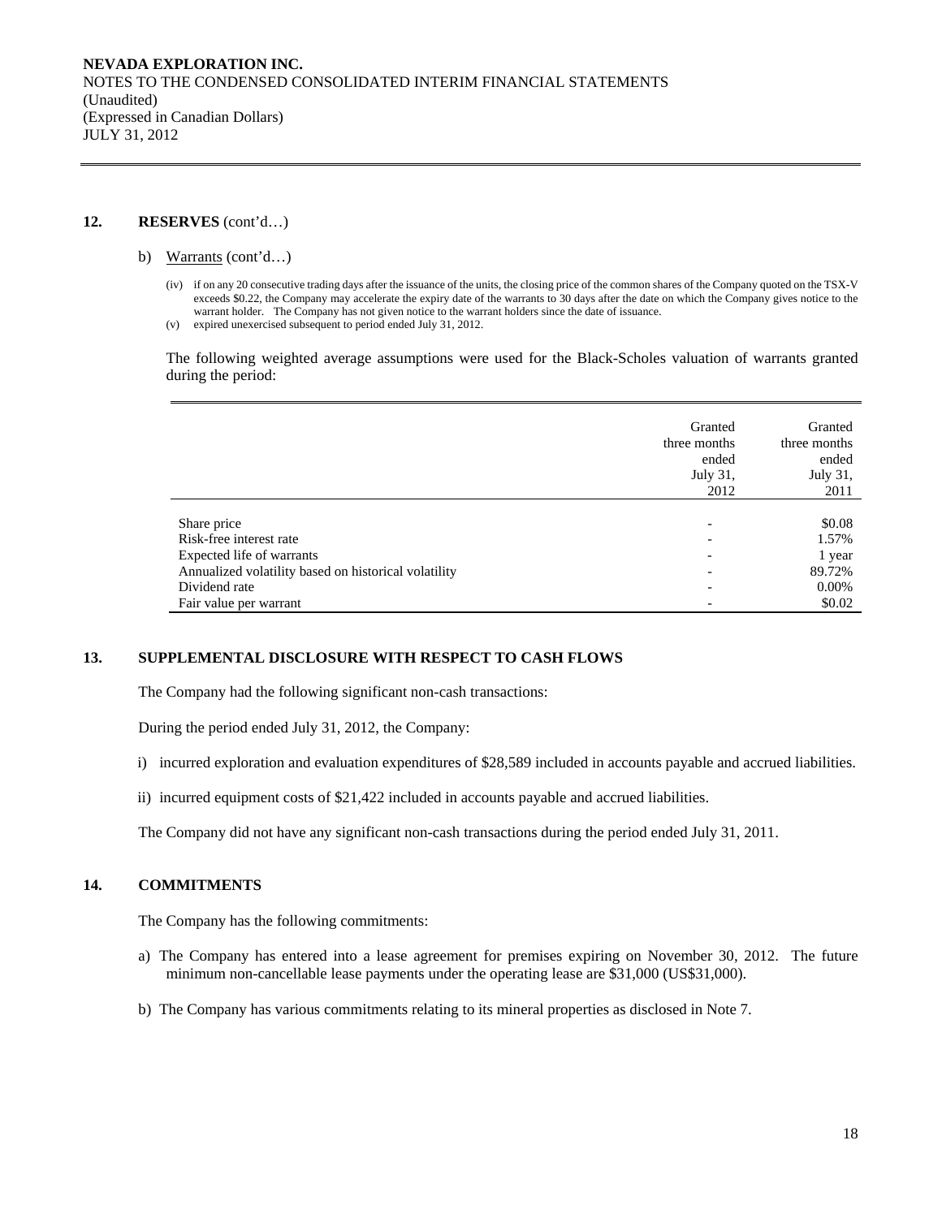## 12. RESERVES (cont'd…)

b) Warrants (cont'd…)

(iv) if on any 20 consecutive trading days after the issuance of the units, the closing price of the common shares of the Company quoted on the TSX-V exceeds $0.22, the Company may accelerate the expiry date of the warrants to 30 days after the date on which the Company gives notice to the warrant holder. The Company has not given notice to the warrant holders since the date of issuance.

(v) expired unexercised subsequent to period ended July 31, 2012.

The following weighted average assumptions were used for the Black-Scholes valuation of warrants granted during the period:

| | Granted three months ended July 31, 2012 | Granted three months ended July 31, 2011 |
|---|---|---|
| Share price | - | $0.08 |
| Risk-free interest rate | - | 1.57% |
| Expected life of warrants | - | 1 year |
| Annualized volatility based on historical volatility | - | 89.72% |
| Dividend rate | - | 0.00% |
| Fair value per warrant | - | $0.02 |

## 13. SUPPLEMENTAL DISCLOSURE WITH RESPECT TO CASH FLOWS

The Company had the following significant non-cash transactions:

During the period ended July 31, 2012, the Company:

i) incurred exploration and evaluation expenditures of $28,589 included in accounts payable and accrued liabilities.

ii) incurred equipment costs of $21,422 included in accounts payable and accrued liabilities.

The Company did not have any significant non-cash transactions during the period ended July 31, 2011.

## 14. COMMITMENTS

The Company has the following commitments:

a) The Company has entered into a lease agreement for premises expiring on November 30, 2012. The future minimum non-cancellable lease payments under the operating lease are $31,000 (US$31,000).

b) The Company has various commitments relating to its mineral properties as disclosed in Note 7.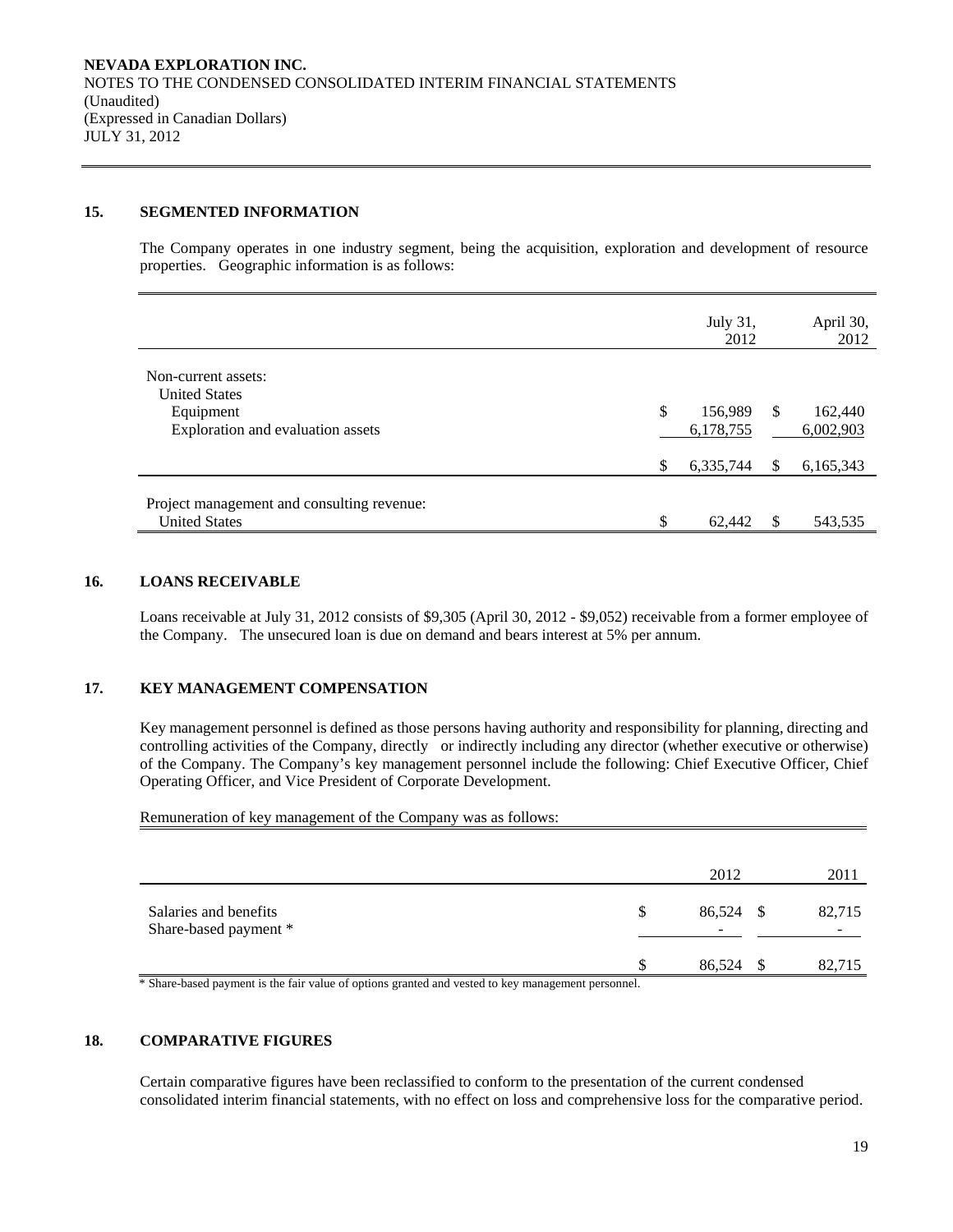## 15. SEGMENTED INFORMATION

The Company operates in one industry segment, being the acquisition, exploration and development of resource properties. Geographic information is as follows:

| | July 31, 2012 | April 30, 2012 |
|---|---|---|
| Non-current assets: | | |
| United States | | |
| Equipment | $ 156,989 | $ 162,440 |
| Exploration and evaluation assets | 6,178,755 | 6,002,903 |
| | $ 6,335,744 | $ 6,165,343 |
| Project management and consulting revenue: | | |
| United States | $ 62,442 | $ 543,535 |

## 16. LOANS RECEIVABLE

Loans receivable at July 31, 2012 consists of $9,305 (April 30, 2012 - $9,052) receivable from a former employee of the Company. The unsecured loan is due on demand and bears interest at 5% per annum.

## 17. KEY MANAGEMENT COMPENSATION

Key management personnel is defined as those persons having authority and responsibility for planning, directing and controlling activities of the Company, directly or indirectly including any director (whether executive or otherwise) of the Company. The Company's key management personnel include the following: Chief Executive Officer, Chief Operating Officer, and Vice President of Corporate Development.

Remuneration of key management of the Company was as follows:

| | 2012 | 2011 |
|---|---|---|
| Salaries and benefits | $ 86,524 | $ 82,715 |
| Share-based payment * | - | - |
| | $ 86,524 | $ 82,715 |

\* Share-based payment is the fair value of options granted and vested to key management personnel.

## 18. COMPARATIVE FIGURES

Certain comparative figures have been reclassified to conform to the presentation of the current condensed consolidated interim financial statements, with no effect on loss and comprehensive loss for the comparative period.